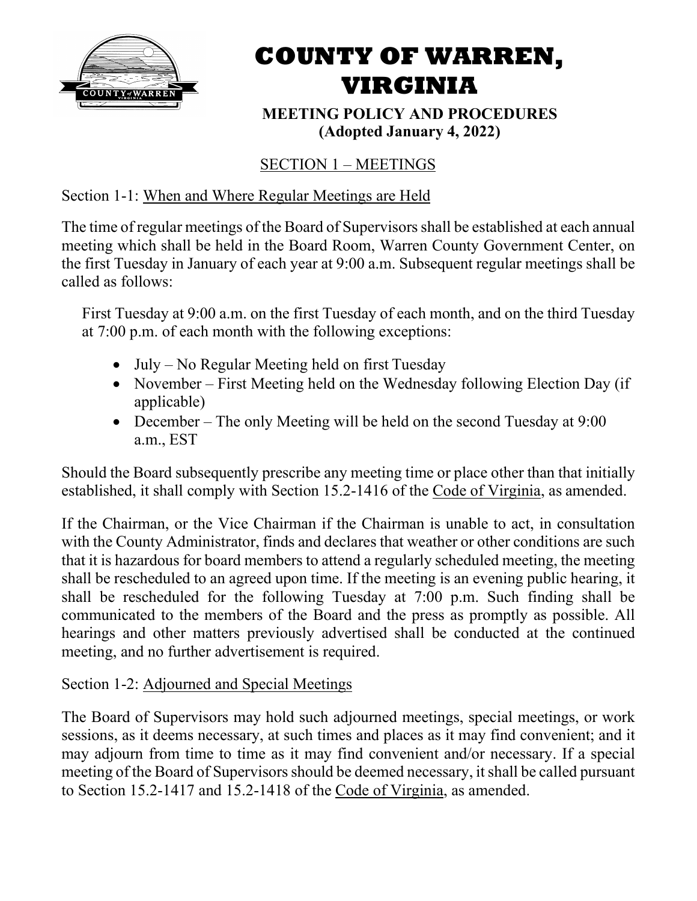# COUNTY OF WARREN, VIRGINIA

**MEETING POLICY AND PROCEDURES**
**(Adopted January 4, 2022)**

## SECTION 1 – MEETINGS

### Section 1-1: When and Where Regular Meetings are Held

The time of regular meetings of the Board of Supervisors shall be established at each annual meeting which shall be held in the Board Room, Warren County Government Center, on the first Tuesday in January of each year at 9:00 a.m. Subsequent regular meetings shall be called as follows:

First Tuesday at 9:00 a.m. on the first Tuesday of each month, and on the third Tuesday at 7:00 p.m. of each month with the following exceptions:

- July – No Regular Meeting held on first Tuesday
- November – First Meeting held on the Wednesday following Election Day (if applicable)
- December – The only Meeting will be held on the second Tuesday at 9:00 a.m., EST

Should the Board subsequently prescribe any meeting time or place other than that initially established, it shall comply with Section 15.2-1416 of the Code of Virginia, as amended.

If the Chairman, or the Vice Chairman if the Chairman is unable to act, in consultation with the County Administrator, finds and declares that weather or other conditions are such that it is hazardous for board members to attend a regularly scheduled meeting, the meeting shall be rescheduled to an agreed upon time. If the meeting is an evening public hearing, it shall be rescheduled for the following Tuesday at 7:00 p.m. Such finding shall be communicated to the members of the Board and the press as promptly as possible. All hearings and other matters previously advertised shall be conducted at the continued meeting, and no further advertisement is required.

### Section 1-2: Adjourned and Special Meetings

The Board of Supervisors may hold such adjourned meetings, special meetings, or work sessions, as it deems necessary, at such times and places as it may find convenient; and it may adjourn from time to time as it may find convenient and/or necessary. If a special meeting of the Board of Supervisors should be deemed necessary, it shall be called pursuant to Section 15.2-1417 and 15.2-1418 of the Code of Virginia, as amended.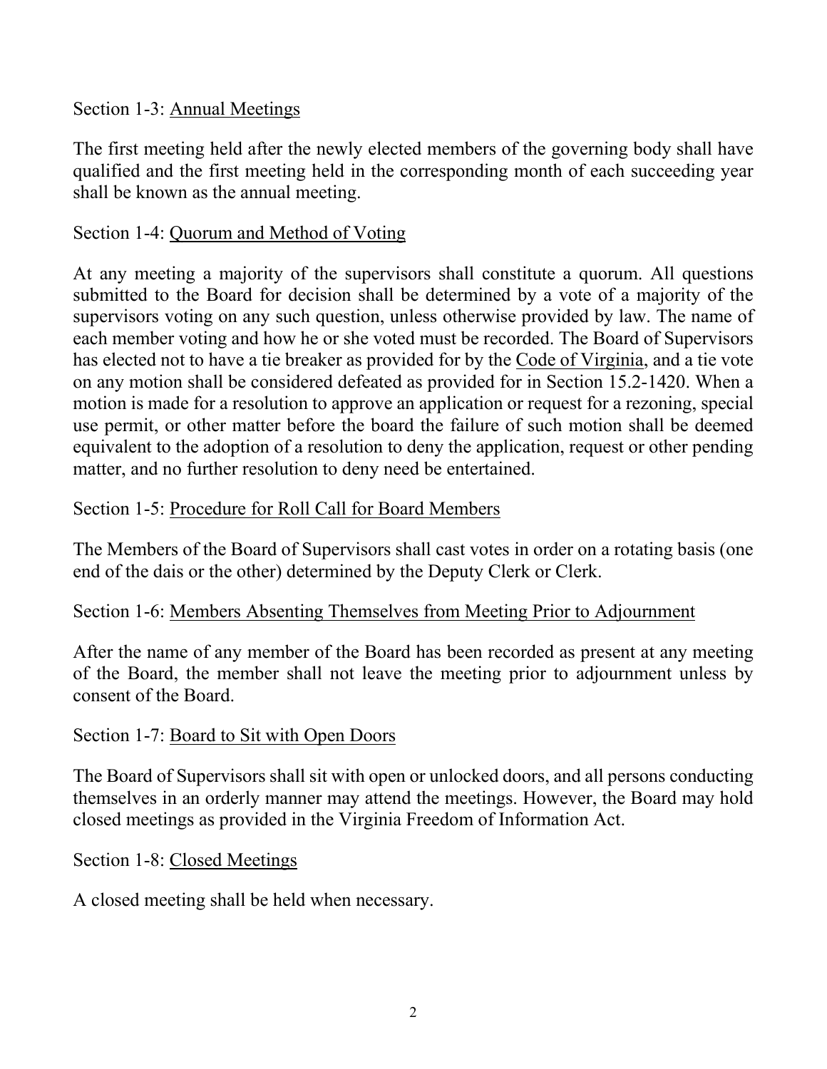Section 1-3: Annual Meetings

The first meeting held after the newly elected members of the governing body shall have qualified and the first meeting held in the corresponding month of each succeeding year shall be known as the annual meeting.

Section 1-4: Quorum and Method of Voting

At any meeting a majority of the supervisors shall constitute a quorum. All questions submitted to the Board for decision shall be determined by a vote of a majority of the supervisors voting on any such question, unless otherwise provided by law. The name of each member voting and how he or she voted must be recorded. The Board of Supervisors has elected not to have a tie breaker as provided for by the Code of Virginia, and a tie vote on any motion shall be considered defeated as provided for in Section 15.2-1420. When a motion is made for a resolution to approve an application or request for a rezoning, special use permit, or other matter before the board the failure of such motion shall be deemed equivalent to the adoption of a resolution to deny the application, request or other pending matter, and no further resolution to deny need be entertained.

Section 1-5: Procedure for Roll Call for Board Members

The Members of the Board of Supervisors shall cast votes in order on a rotating basis (one end of the dais or the other) determined by the Deputy Clerk or Clerk.

Section 1-6: Members Absenting Themselves from Meeting Prior to Adjournment

After the name of any member of the Board has been recorded as present at any meeting of the Board, the member shall not leave the meeting prior to adjournment unless by consent of the Board.

Section 1-7: Board to Sit with Open Doors

The Board of Supervisors shall sit with open or unlocked doors, and all persons conducting themselves in an orderly manner may attend the meetings. However, the Board may hold closed meetings as provided in the Virginia Freedom of Information Act.

Section 1-8: Closed Meetings

A closed meeting shall be held when necessary.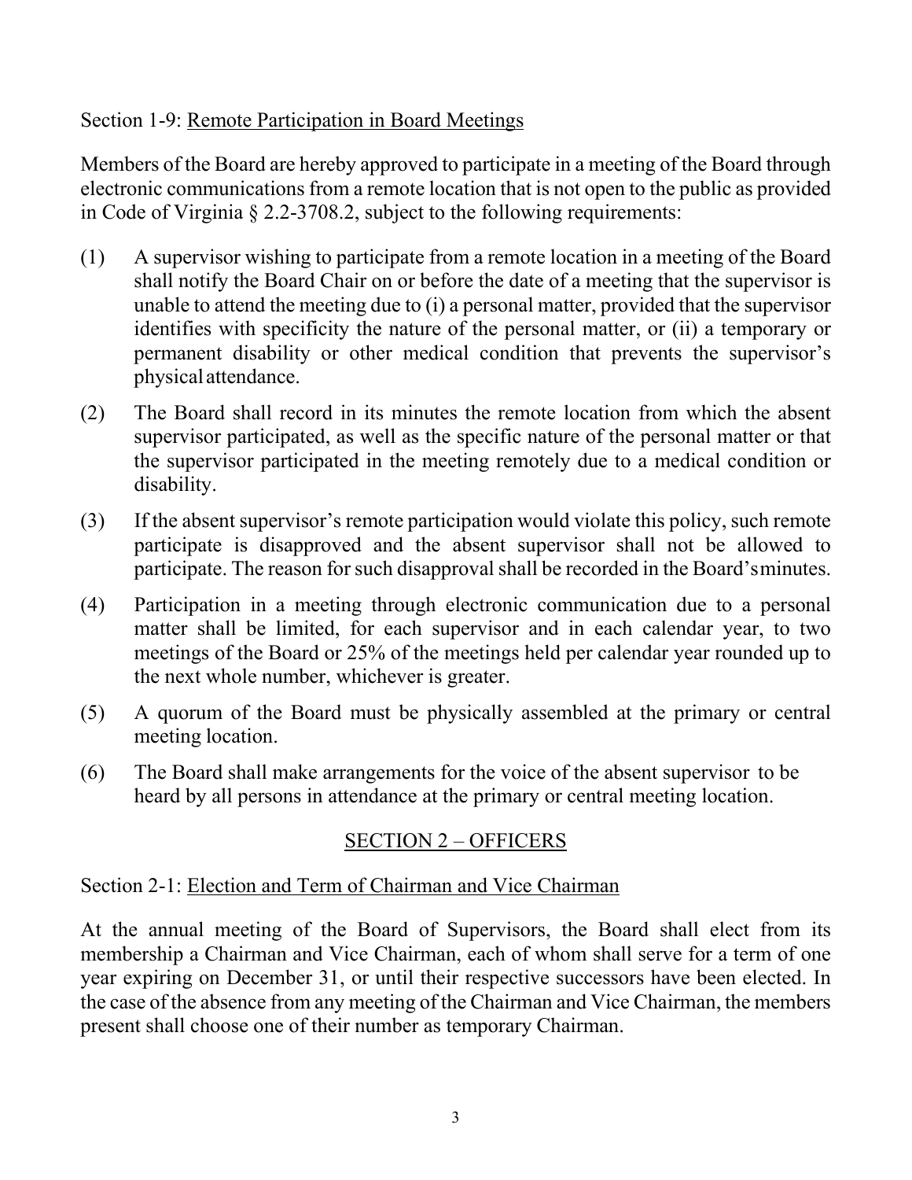Section 1-9: <u>Remote Participation in Board Meetings</u>

Members of the Board are hereby approved to participate in a meeting of the Board through electronic communications from a remote location that is not open to the public as provided in Code of Virginia § 2.2-3708.2, subject to the following requirements:

(1) A supervisor wishing to participate from a remote location in a meeting of the Board shall notify the Board Chair on or before the date of a meeting that the supervisor is unable to attend the meeting due to (i) a personal matter, provided that the supervisor identifies with specificity the nature of the personal matter, or (ii) a temporary or permanent disability or other medical condition that prevents the supervisor's physical attendance.

(2) The Board shall record in its minutes the remote location from which the absent supervisor participated, as well as the specific nature of the personal matter or that the supervisor participated in the meeting remotely due to a medical condition or disability.

(3) If the absent supervisor's remote participation would violate this policy, such remote participate is disapproved and the absent supervisor shall not be allowed to participate. The reason for such disapproval shall be recorded in the Board's minutes.

(4) Participation in a meeting through electronic communication due to a personal matter shall be limited, for each supervisor and in each calendar year, to two meetings of the Board or 25% of the meetings held per calendar year rounded up to the next whole number, whichever is greater.

(5) A quorum of the Board must be physically assembled at the primary or central meeting location.

(6) The Board shall make arrangements for the voice of the absent supervisor to be heard by all persons in attendance at the primary or central meeting location.

## <u>SECTION 2 – OFFICERS</u>

Section 2-1: <u>Election and Term of Chairman and Vice Chairman</u>

At the annual meeting of the Board of Supervisors, the Board shall elect from its membership a Chairman and Vice Chairman, each of whom shall serve for a term of one year expiring on December 31, or until their respective successors have been elected. In the case of the absence from any meeting of the Chairman and Vice Chairman, the members present shall choose one of their number as temporary Chairman.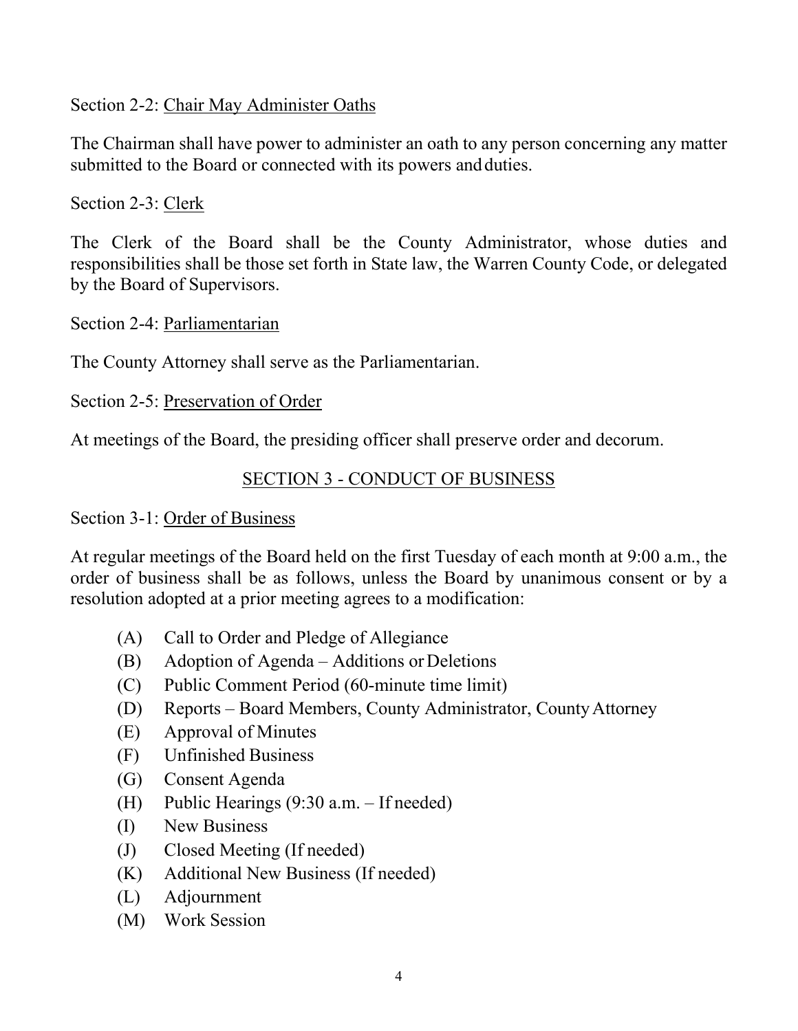Section 2-2: Chair May Administer Oaths

The Chairman shall have power to administer an oath to any person concerning any matter submitted to the Board or connected with its powers and duties.

Section 2-3: Clerk

The Clerk of the Board shall be the County Administrator, whose duties and responsibilities shall be those set forth in State law, the Warren County Code, or delegated by the Board of Supervisors.

Section 2-4: Parliamentarian

The County Attorney shall serve as the Parliamentarian.

Section 2-5: Preservation of Order

At meetings of the Board, the presiding officer shall preserve order and decorum.

## SECTION 3 - CONDUCT OF BUSINESS

Section 3-1: Order of Business

At regular meetings of the Board held on the first Tuesday of each month at 9:00 a.m., the order of business shall be as follows, unless the Board by unanimous consent or by a resolution adopted at a prior meeting agrees to a modification:

(A) Call to Order and Pledge of Allegiance
(B) Adoption of Agenda – Additions or Deletions
(C) Public Comment Period (60-minute time limit)
(D) Reports – Board Members, County Administrator, County Attorney
(E) Approval of Minutes
(F) Unfinished Business
(G) Consent Agenda
(H) Public Hearings (9:30 a.m. – If needed)
(I) New Business
(J) Closed Meeting (If needed)
(K) Additional New Business (If needed)
(L) Adjournment
(M) Work Session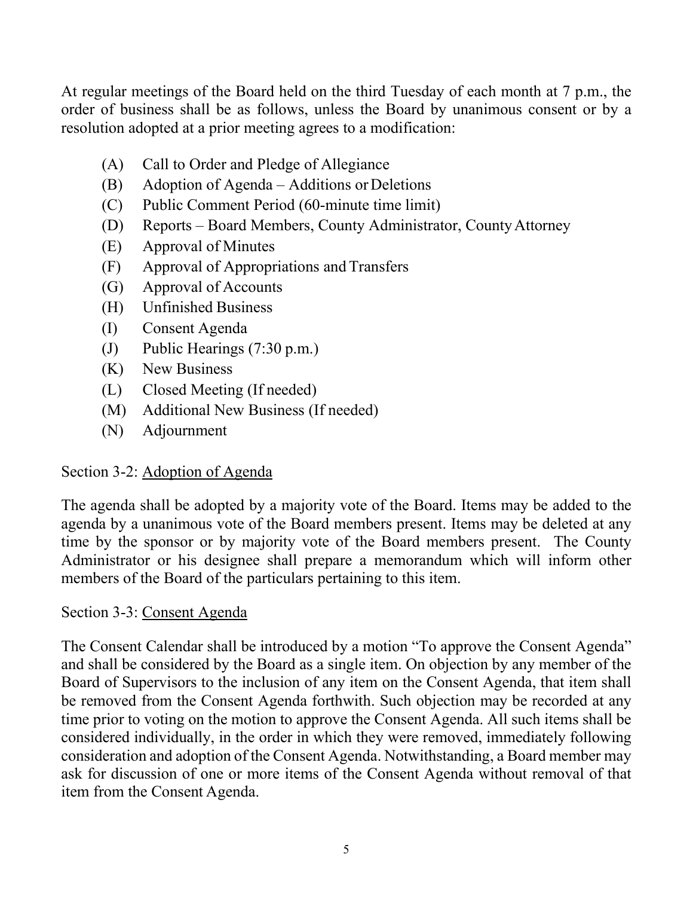At regular meetings of the Board held on the third Tuesday of each month at 7 p.m., the order of business shall be as follows, unless the Board by unanimous consent or by a resolution adopted at a prior meeting agrees to a modification:

- (A) Call to Order and Pledge of Allegiance
- (B) Adoption of Agenda – Additions or Deletions
- (C) Public Comment Period (60-minute time limit)
- (D) Reports – Board Members, County Administrator, County Attorney
- (E) Approval of Minutes
- (F) Approval of Appropriations and Transfers
- (G) Approval of Accounts
- (H) Unfinished Business
- (I) Consent Agenda
- (J) Public Hearings (7:30 p.m.)
- (K) New Business
- (L) Closed Meeting (If needed)
- (M) Additional New Business (If needed)
- (N) Adjournment

Section 3-2: <u>Adoption of Agenda</u>

The agenda shall be adopted by a majority vote of the Board. Items may be added to the agenda by a unanimous vote of the Board members present. Items may be deleted at any time by the sponsor or by majority vote of the Board members present. The County Administrator or his designee shall prepare a memorandum which will inform other members of the Board of the particulars pertaining to this item.

Section 3-3: <u>Consent Agenda</u>

The Consent Calendar shall be introduced by a motion "To approve the Consent Agenda" and shall be considered by the Board as a single item. On objection by any member of the Board of Supervisors to the inclusion of any item on the Consent Agenda, that item shall be removed from the Consent Agenda forthwith. Such objection may be recorded at any time prior to voting on the motion to approve the Consent Agenda. All such items shall be considered individually, in the order in which they were removed, immediately following consideration and adoption of the Consent Agenda. Notwithstanding, a Board member may ask for discussion of one or more items of the Consent Agenda without removal of that item from the Consent Agenda.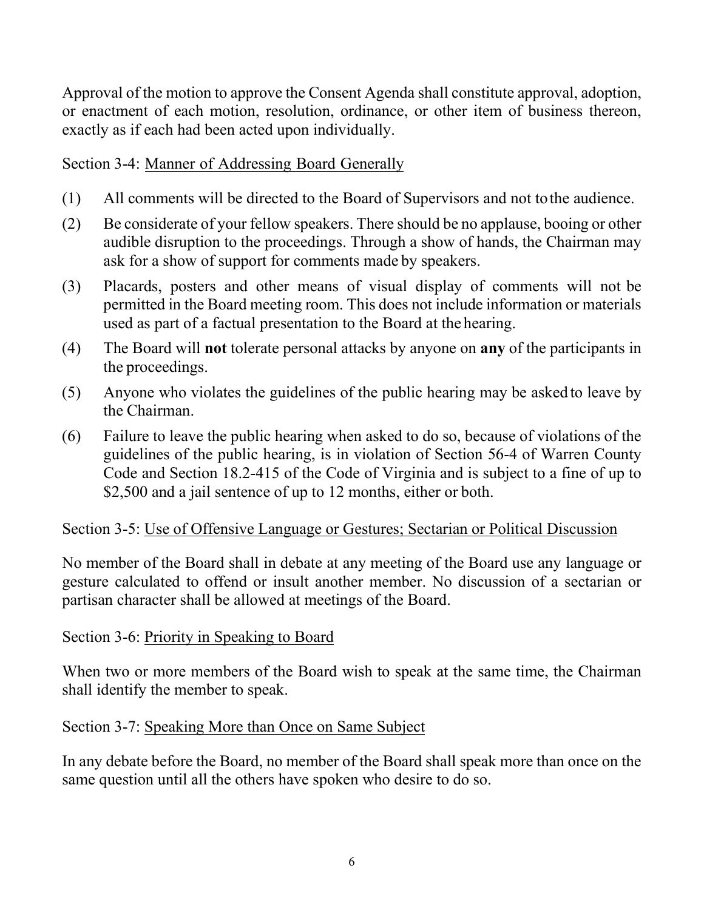Approval of the motion to approve the Consent Agenda shall constitute approval, adoption, or enactment of each motion, resolution, ordinance, or other item of business thereon, exactly as if each had been acted upon individually.

Section 3-4: <u>Manner of Addressing Board Generally</u>

(1) All comments will be directed to the Board of Supervisors and not to the audience.

(2) Be considerate of your fellow speakers. There should be no applause, booing or other audible disruption to the proceedings. Through a show of hands, the Chairman may ask for a show of support for comments made by speakers.

(3) Placards, posters and other means of visual display of comments will not be permitted in the Board meeting room. This does not include information or materials used as part of a factual presentation to the Board at the hearing.

(4) The Board will **not** tolerate personal attacks by anyone on **any** of the participants in the proceedings.

(5) Anyone who violates the guidelines of the public hearing may be asked to leave by the Chairman.

(6) Failure to leave the public hearing when asked to do so, because of violations of the guidelines of the public hearing, is in violation of Section 56-4 of Warren County Code and Section 18.2-415 of the Code of Virginia and is subject to a fine of up to $2,500 and a jail sentence of up to 12 months, either or both.

Section 3-5: <u>Use of Offensive Language or Gestures; Sectarian or Political Discussion</u>

No member of the Board shall in debate at any meeting of the Board use any language or gesture calculated to offend or insult another member. No discussion of a sectarian or partisan character shall be allowed at meetings of the Board.

Section 3-6: <u>Priority in Speaking to Board</u>

When two or more members of the Board wish to speak at the same time, the Chairman shall identify the member to speak.

Section 3-7: <u>Speaking More than Once on Same Subject</u>

In any debate before the Board, no member of the Board shall speak more than once on the same question until all the others have spoken who desire to do so.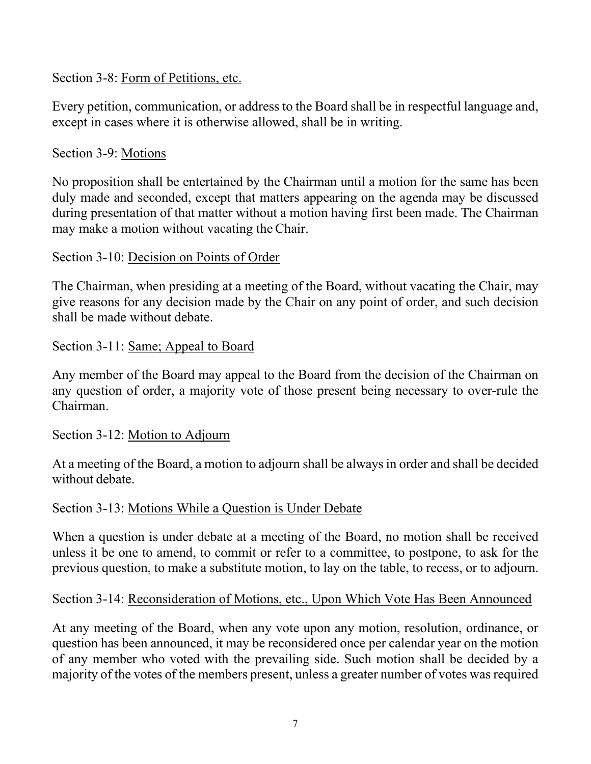Section 3-8: Form of Petitions, etc.

Every petition, communication, or address to the Board shall be in respectful language and, except in cases where it is otherwise allowed, shall be in writing.

Section 3-9: Motions

No proposition shall be entertained by the Chairman until a motion for the same has been duly made and seconded, except that matters appearing on the agenda may be discussed during presentation of that matter without a motion having first been made. The Chairman may make a motion without vacating the Chair.

Section 3-10: Decision on Points of Order

The Chairman, when presiding at a meeting of the Board, without vacating the Chair, may give reasons for any decision made by the Chair on any point of order, and such decision shall be made without debate.

Section 3-11: Same; Appeal to Board

Any member of the Board may appeal to the Board from the decision of the Chairman on any question of order, a majority vote of those present being necessary to over-rule the Chairman.

Section 3-12: Motion to Adjourn

At a meeting of the Board, a motion to adjourn shall be always in order and shall be decided without debate.

Section 3-13: Motions While a Question is Under Debate

When a question is under debate at a meeting of the Board, no motion shall be received unless it be one to amend, to commit or refer to a committee, to postpone, to ask for the previous question, to make a substitute motion, to lay on the table, to recess, or to adjourn.

Section 3-14: Reconsideration of Motions, etc., Upon Which Vote Has Been Announced

At any meeting of the Board, when any vote upon any motion, resolution, ordinance, or question has been announced, it may be reconsidered once per calendar year on the motion of any member who voted with the prevailing side. Such motion shall be decided by a majority of the votes of the members present, unless a greater number of votes was required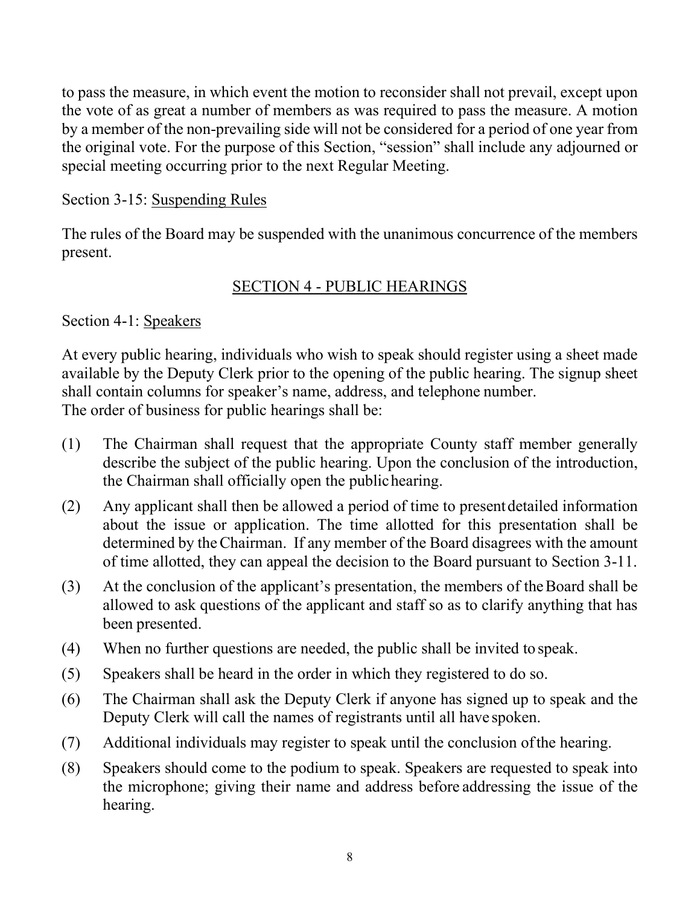to pass the measure, in which event the motion to reconsider shall not prevail, except upon the vote of as great a number of members as was required to pass the measure. A motion by a member of the non-prevailing side will not be considered for a period of one year from the original vote. For the purpose of this Section, "session" shall include any adjourned or special meeting occurring prior to the next Regular Meeting.

Section 3-15: Suspending Rules

The rules of the Board may be suspended with the unanimous concurrence of the members present.

## SECTION 4 - PUBLIC HEARINGS

Section 4-1: Speakers

At every public hearing, individuals who wish to speak should register using a sheet made available by the Deputy Clerk prior to the opening of the public hearing. The signup sheet shall contain columns for speaker's name, address, and telephone number.
The order of business for public hearings shall be:

(1) The Chairman shall request that the appropriate County staff member generally describe the subject of the public hearing. Upon the conclusion of the introduction, the Chairman shall officially open the public hearing.

(2) Any applicant shall then be allowed a period of time to present detailed information about the issue or application. The time allotted for this presentation shall be determined by the Chairman. If any member of the Board disagrees with the amount of time allotted, they can appeal the decision to the Board pursuant to Section 3-11.

(3) At the conclusion of the applicant's presentation, the members of the Board shall be allowed to ask questions of the applicant and staff so as to clarify anything that has been presented.

(4) When no further questions are needed, the public shall be invited to speak.

(5) Speakers shall be heard in the order in which they registered to do so.

(6) The Chairman shall ask the Deputy Clerk if anyone has signed up to speak and the Deputy Clerk will call the names of registrants until all have spoken.

(7) Additional individuals may register to speak until the conclusion of the hearing.

(8) Speakers should come to the podium to speak. Speakers are requested to speak into the microphone; giving their name and address before addressing the issue of the hearing.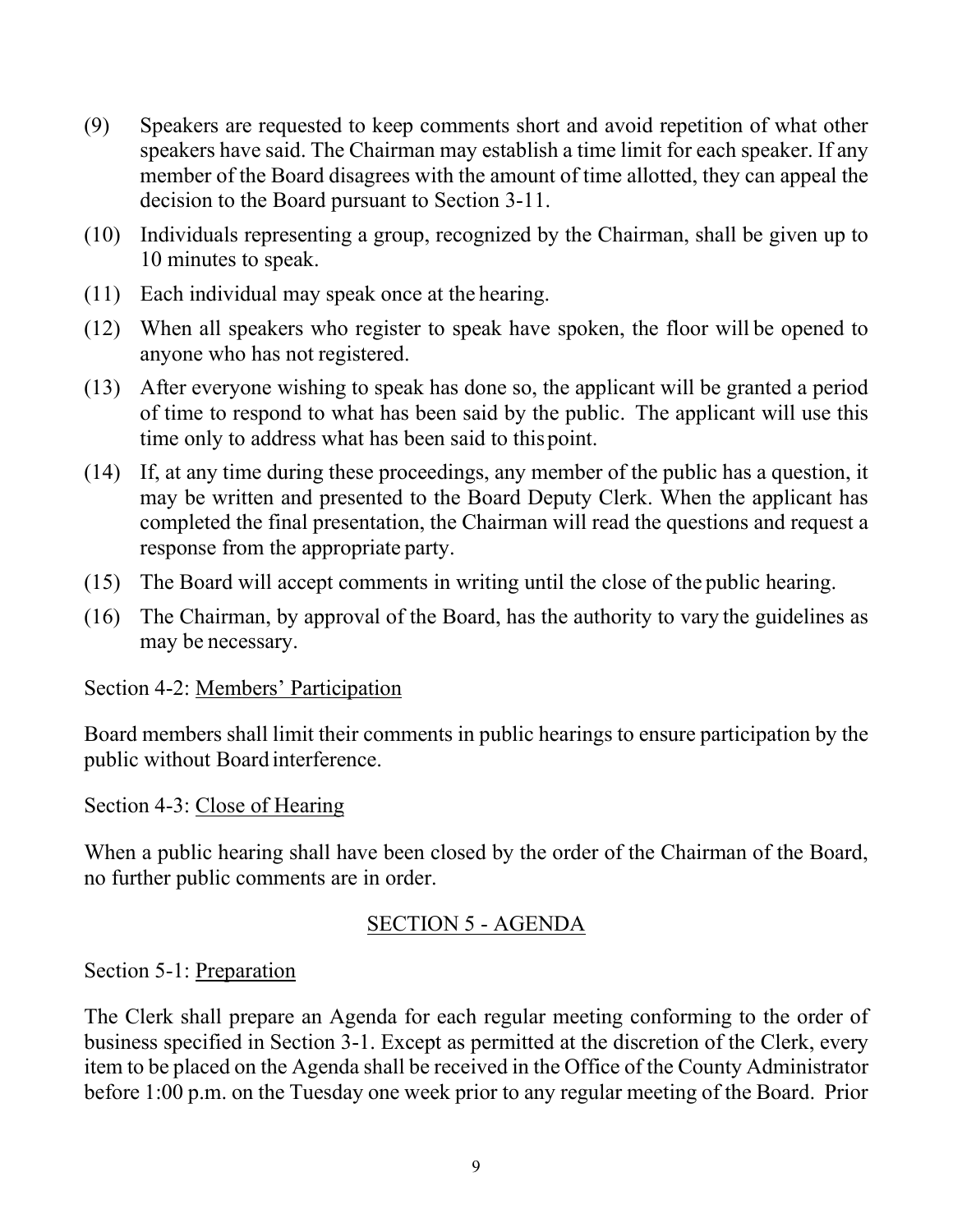(9) Speakers are requested to keep comments short and avoid repetition of what other speakers have said. The Chairman may establish a time limit for each speaker. If any member of the Board disagrees with the amount of time allotted, they can appeal the decision to the Board pursuant to Section 3-11.

(10) Individuals representing a group, recognized by the Chairman, shall be given up to 10 minutes to speak.

(11) Each individual may speak once at the hearing.

(12) When all speakers who register to speak have spoken, the floor will be opened to anyone who has not registered.

(13) After everyone wishing to speak has done so, the applicant will be granted a period of time to respond to what has been said by the public. The applicant will use this time only to address what has been said to this point.

(14) If, at any time during these proceedings, any member of the public has a question, it may be written and presented to the Board Deputy Clerk. When the applicant has completed the final presentation, the Chairman will read the questions and request a response from the appropriate party.

(15) The Board will accept comments in writing until the close of the public hearing.

(16) The Chairman, by approval of the Board, has the authority to vary the guidelines as may be necessary.

Section 4-2: Members' Participation

Board members shall limit their comments in public hearings to ensure participation by the public without Board interference.

Section 4-3: Close of Hearing

When a public hearing shall have been closed by the order of the Chairman of the Board, no further public comments are in order.

## SECTION 5 - AGENDA

Section 5-1: Preparation

The Clerk shall prepare an Agenda for each regular meeting conforming to the order of business specified in Section 3-1. Except as permitted at the discretion of the Clerk, every item to be placed on the Agenda shall be received in the Office of the County Administrator before 1:00 p.m. on the Tuesday one week prior to any regular meeting of the Board. Prior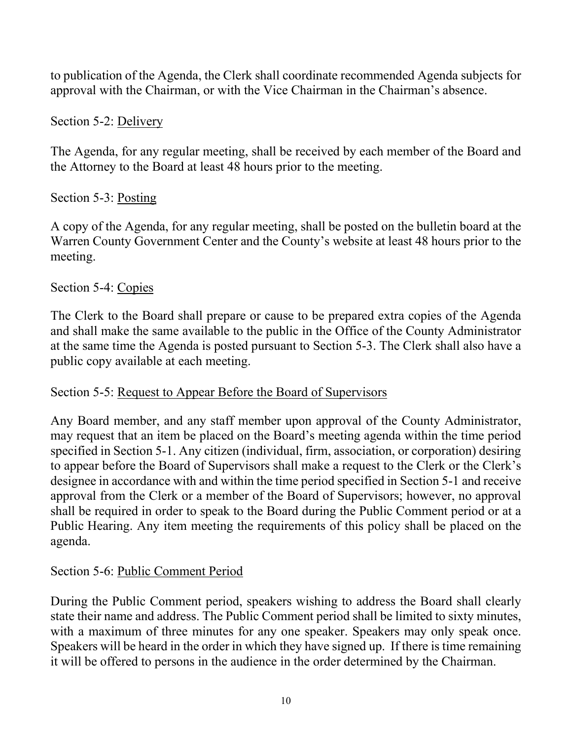to publication of the Agenda, the Clerk shall coordinate recommended Agenda subjects for approval with the Chairman, or with the Vice Chairman in the Chairman's absence.

Section 5-2: <u>Delivery</u>

The Agenda, for any regular meeting, shall be received by each member of the Board and the Attorney to the Board at least 48 hours prior to the meeting.

Section 5-3: <u>Posting</u>

A copy of the Agenda, for any regular meeting, shall be posted on the bulletin board at the Warren County Government Center and the County's website at least 48 hours prior to the meeting.

Section 5-4: <u>Copies</u>

The Clerk to the Board shall prepare or cause to be prepared extra copies of the Agenda and shall make the same available to the public in the Office of the County Administrator at the same time the Agenda is posted pursuant to Section 5-3. The Clerk shall also have a public copy available at each meeting.

Section 5-5: <u>Request to Appear Before the Board of Supervisors</u>

Any Board member, and any staff member upon approval of the County Administrator, may request that an item be placed on the Board's meeting agenda within the time period specified in Section 5-1. Any citizen (individual, firm, association, or corporation) desiring to appear before the Board of Supervisors shall make a request to the Clerk or the Clerk's designee in accordance with and within the time period specified in Section 5-1 and receive approval from the Clerk or a member of the Board of Supervisors; however, no approval shall be required in order to speak to the Board during the Public Comment period or at a Public Hearing. Any item meeting the requirements of this policy shall be placed on the agenda.

Section 5-6: <u>Public Comment Period</u>

During the Public Comment period, speakers wishing to address the Board shall clearly state their name and address. The Public Comment period shall be limited to sixty minutes, with a maximum of three minutes for any one speaker. Speakers may only speak once. Speakers will be heard in the order in which they have signed up. If there is time remaining it will be offered to persons in the audience in the order determined by the Chairman.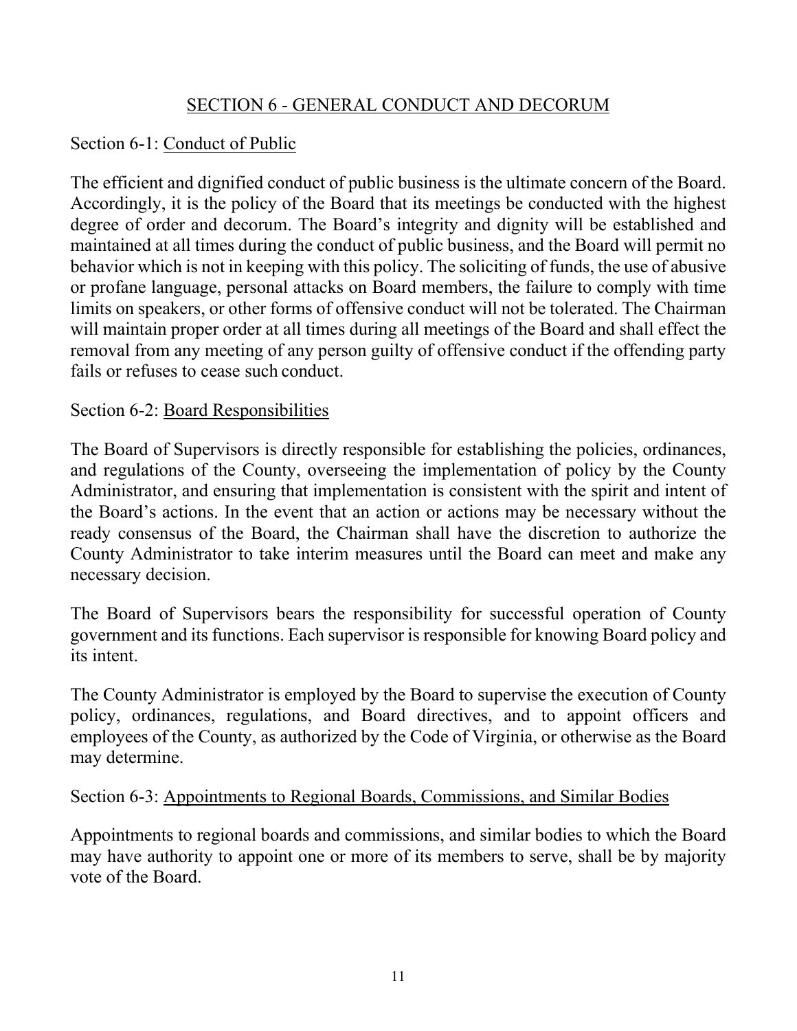## SECTION 6 - GENERAL CONDUCT AND DECORUM

Section 6-1: Conduct of Public

The efficient and dignified conduct of public business is the ultimate concern of the Board. Accordingly, it is the policy of the Board that its meetings be conducted with the highest degree of order and decorum. The Board's integrity and dignity will be established and maintained at all times during the conduct of public business, and the Board will permit no behavior which is not in keeping with this policy. The soliciting of funds, the use of abusive or profane language, personal attacks on Board members, the failure to comply with time limits on speakers, or other forms of offensive conduct will not be tolerated. The Chairman will maintain proper order at all times during all meetings of the Board and shall effect the removal from any meeting of any person guilty of offensive conduct if the offending party fails or refuses to cease such conduct.

Section 6-2: Board Responsibilities

The Board of Supervisors is directly responsible for establishing the policies, ordinances, and regulations of the County, overseeing the implementation of policy by the County Administrator, and ensuring that implementation is consistent with the spirit and intent of the Board's actions. In the event that an action or actions may be necessary without the ready consensus of the Board, the Chairman shall have the discretion to authorize the County Administrator to take interim measures until the Board can meet and make any necessary decision.

The Board of Supervisors bears the responsibility for successful operation of County government and its functions. Each supervisor is responsible for knowing Board policy and its intent.

The County Administrator is employed by the Board to supervise the execution of County policy, ordinances, regulations, and Board directives, and to appoint officers and employees of the County, as authorized by the Code of Virginia, or otherwise as the Board may determine.

Section 6-3: Appointments to Regional Boards, Commissions, and Similar Bodies

Appointments to regional boards and commissions, and similar bodies to which the Board may have authority to appoint one or more of its members to serve, shall be by majority vote of the Board.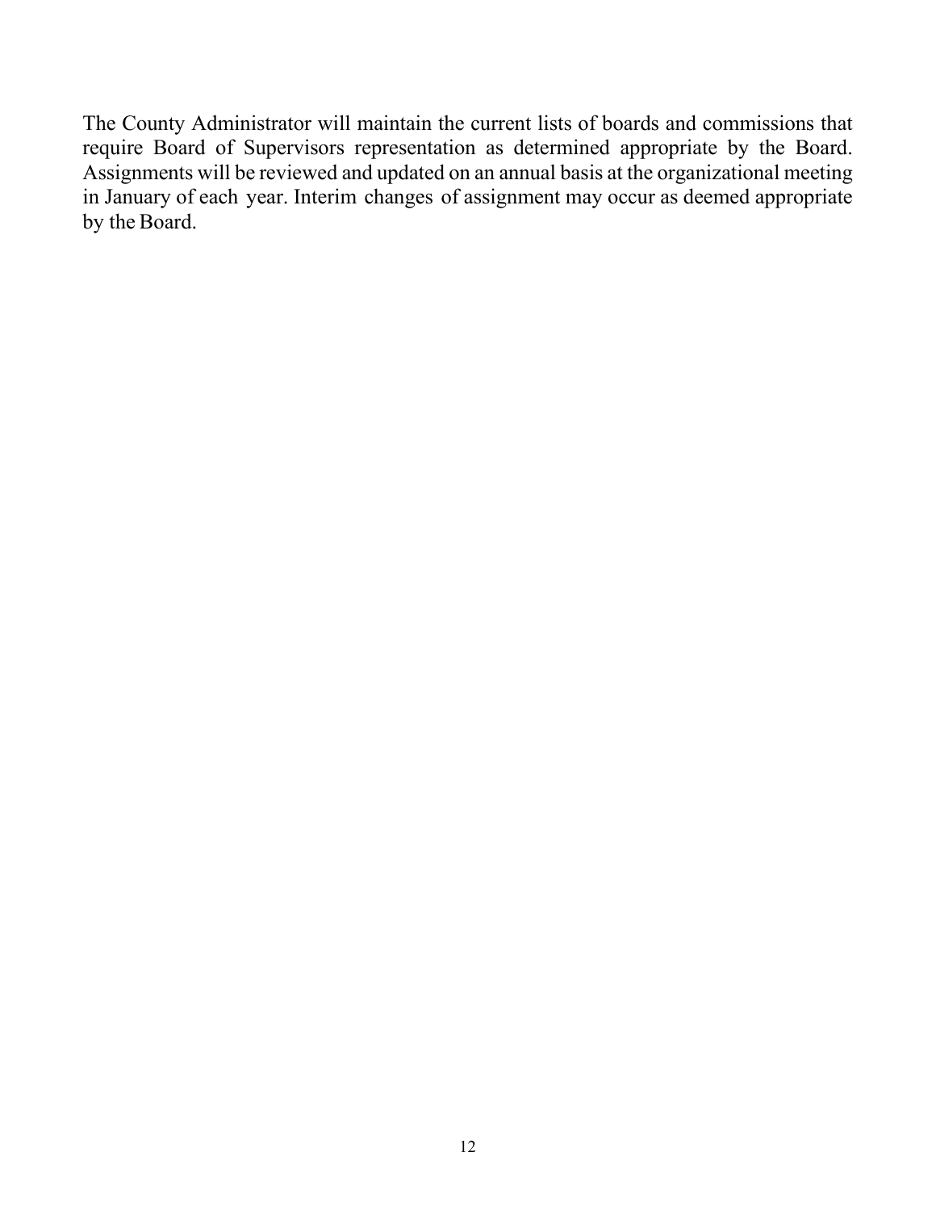The County Administrator will maintain the current lists of boards and commissions that require Board of Supervisors representation as determined appropriate by the Board. Assignments will be reviewed and updated on an annual basis at the organizational meeting in January of each year. Interim changes of assignment may occur as deemed appropriate by the Board.